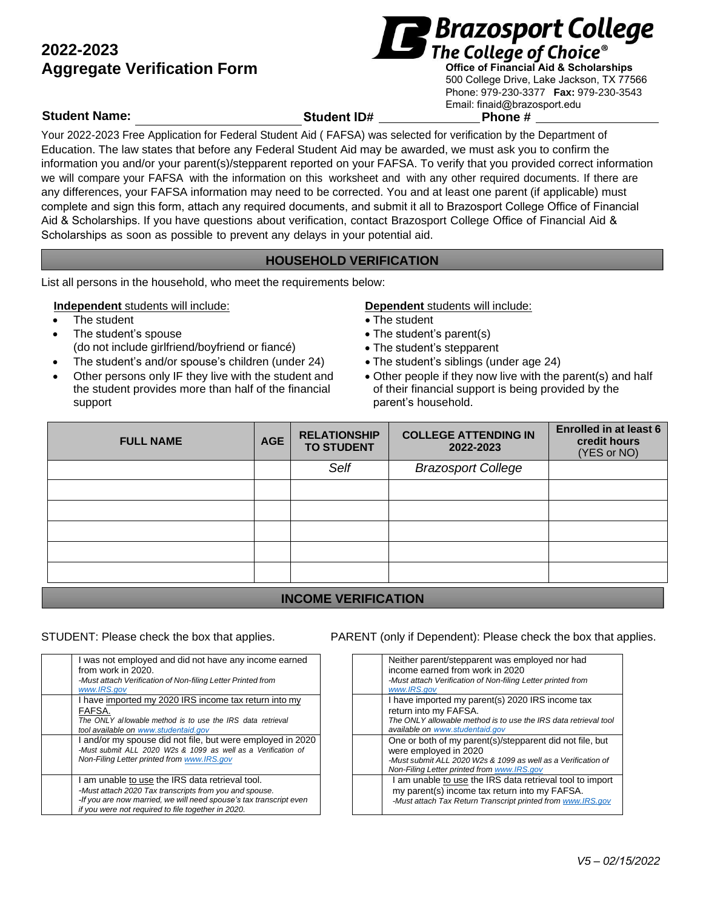# 2022-2023 Aggregate Verification Form

**Brazosport College**
*The College of Choice®*

**Office of Financial Aid & Scholarships**
500 College Drive, Lake Jackson, TX 77566
Phone: 979-230-3377 **Fax:** 979-230-3543
Email: finaid@brazosport.edu

**Student Name:** ______________________ **Student ID#** ______________ **Phone #** ________________

Your 2022-2023 Free Application for Federal Student Aid ( FAFSA) was selected for verification by the Department of Education. The law states that before any Federal Student Aid may be awarded, we must ask you to confirm the information you and/or your parent(s)/stepparent reported on your FAFSA. To verify that you provided correct information we will compare your FAFSA with the information on this worksheet and with any other required documents. If there are any differences, your FAFSA information may need to be corrected. You and at least one parent (if applicable) must complete and sign this form, attach any required documents, and submit it all to Brazosport College Office of Financial Aid & Scholarships. If you have questions about verification, contact Brazosport College Office of Financial Aid & Scholarships as soon as possible to prevent any delays in your potential aid.

## HOUSEHOLD VERIFICATION

List all persons in the household, who meet the requirements below:

**Independent** students will include:

- The student
- The student's spouse (do not include girlfriend/boyfriend or fiancé)
- The student's and/or spouse's children (under 24)
- Other persons only IF they live with the student and the student provides more than half of the financial support

**Dependent** students will include:

- The student
- The student's parent(s)
- The student's stepparent
- The student's siblings (under age 24)
- Other people if they now live with the parent(s) and half of their financial support is being provided by the parent's household.

| FULL NAME | AGE | RELATIONSHIP TO STUDENT | COLLEGE ATTENDING IN 2022-2023 | Enrolled in at least 6 credit hours (YES or NO) |
|---|---|---|---|---|
| | | *Self* | *Brazosport College* | |
| | | | | |
| | | | | |
| | | | | |
| | | | | |
| | | | | |

## INCOME VERIFICATION

STUDENT: Please check the box that applies.

| | |
|---|---|
| | I was not employed and did not have any income earned from work in 2020. *-Must attach Verification of Non-filing Letter Printed from www.IRS.gov* |
| | I have imported my 2020 IRS income tax return into my FAFSA. *The ONLY allowable method is to use the IRS data retrieval tool available on www.studentaid.gov* |
| | I and/or my spouse did not file, but were employed in 2020 *-Must submit ALL 2020 W2s & 1099 as well as a Verification of Non-Filing Letter printed from www.IRS.gov* |
| | I am unable to use the IRS data retrieval tool. *-Must attach 2020 Tax transcripts from you and spouse. -If you are now married, we will need spouse's tax transcript even if you were not required to file together in 2020.* |

PARENT (only if Dependent): Please check the box that applies.

| | |
|---|---|
| | Neither parent/stepparent was employed nor had income earned from work in 2020 *-Must attach Verification of Non-filing Letter printed from www.IRS.gov* |
| | I have imported my parent(s) 2020 IRS income tax return into my FAFSA. *The ONLY allowable method is to use the IRS data retrieval tool available on www.studentaid.gov* |
| | One or both of my parent(s)/stepparent did not file, but were employed in 2020 *-Must submit ALL 2020 W2s & 1099 as well as a Verification of Non-Filing Letter printed from www.IRS.gov* |
| | I am unable to use the IRS data retrieval tool to import my parent(s) income tax return into my FAFSA. *-Must attach Tax Return Transcript printed from www.IRS.gov* |

*V5 – 02/15/2022*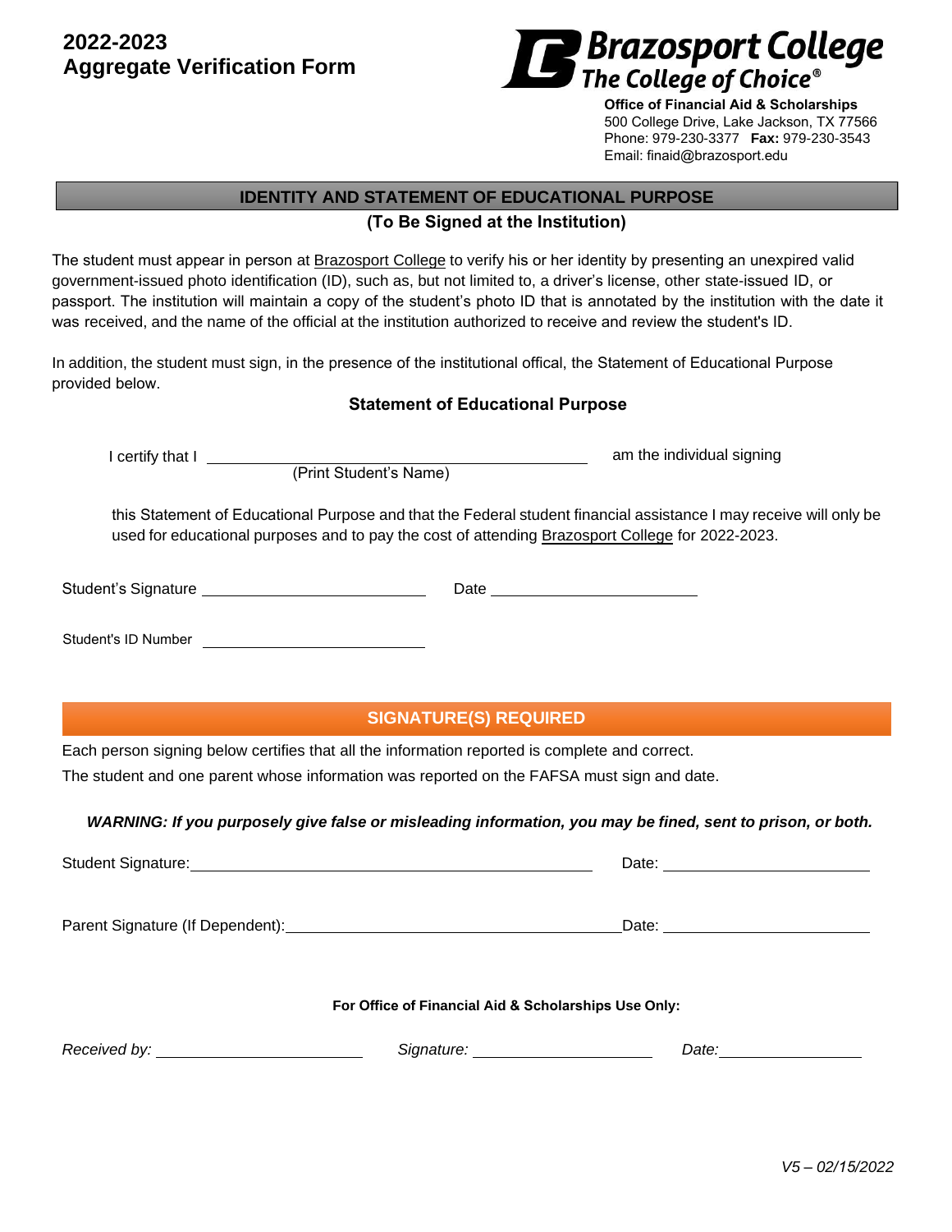# 2022-2023
# Aggregate Verification Form

**Brazosport College**
**The College of Choice®**

**Office of Financial Aid & Scholarships**
500 College Drive, Lake Jackson, TX 77566
Phone: 979-230-3377 **Fax:** 979-230-3543
Email: finaid@brazosport.edu

## IDENTITY AND STATEMENT OF EDUCATIONAL PURPOSE

**(To Be Signed at the Institution)**

The student must appear in person at Brazosport College to verify his or her identity by presenting an unexpired valid government-issued photo identification (ID), such as, but not limited to, a driver's license, other state-issued ID, or passport. The institution will maintain a copy of the student's photo ID that is annotated by the institution with the date it was received, and the name of the official at the institution authorized to receive and review the student's ID.

In addition, the student must sign, in the presence of the institutional offical, the Statement of Educational Purpose provided below.

### Statement of Educational Purpose

I certify that I ______________________________ am the individual signing
(Print Student's Name)

this Statement of Educational Purpose and that the Federal student financial assistance I may receive will only be used for educational purposes and to pay the cost of attending Brazosport College for 2022-2023.

Student's Signature ______________________ Date ______________________

Student's ID Number ______________________

## SIGNATURE(S) REQUIRED

Each person signing below certifies that all the information reported is complete and correct.

The student and one parent whose information was reported on the FAFSA must sign and date.

***WARNING: If you purposely give false or misleading information, you may be fined, sent to prison, or both.***

Student Signature: ______________________________ Date: ______________________

Parent Signature (If Dependent): ______________________________ Date: ______________________

**For Office of Financial Aid & Scholarships Use Only:**

*Received by:* ______________________ *Signature:* ______________________ *Date:* ______________________

*V5 – 02/15/2022*